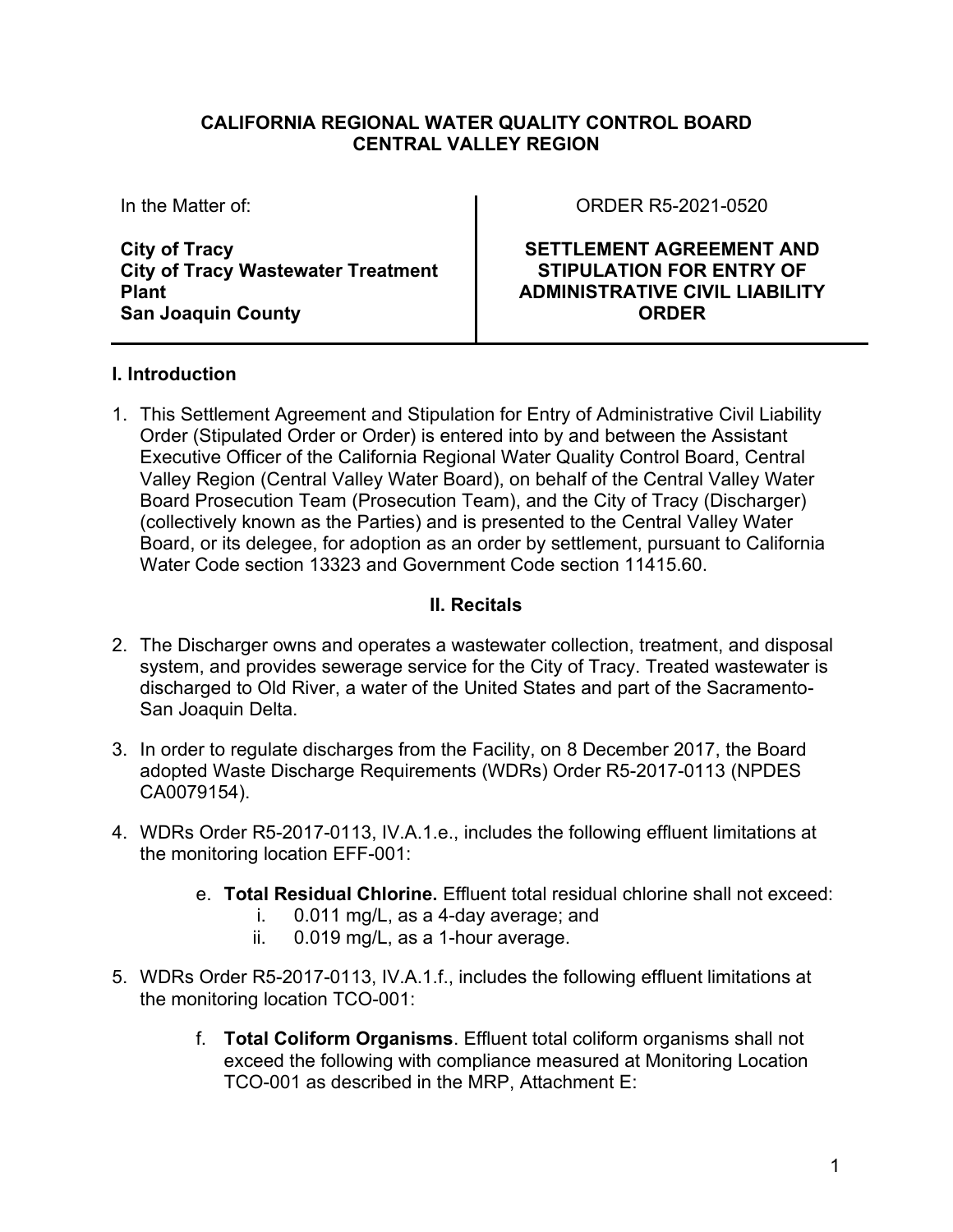**CALIFORNIA REGIONAL WATER QUALITY CONTROL BOARD**
**CENTRAL VALLEY REGION**

| In the Matter of: | ORDER R5-2021-0520 |
| --- | --- |
| **City of Tracy**<br>**City of Tracy Wastewater Treatment Plant**<br>**San Joaquin County** | **SETTLEMENT AGREEMENT AND STIPULATION FOR ENTRY OF ADMINISTRATIVE CIVIL LIABILITY ORDER** |

## I. Introduction

1. This Settlement Agreement and Stipulation for Entry of Administrative Civil Liability Order (Stipulated Order or Order) is entered into by and between the Assistant Executive Officer of the California Regional Water Quality Control Board, Central Valley Region (Central Valley Water Board), on behalf of the Central Valley Water Board Prosecution Team (Prosecution Team), and the City of Tracy (Discharger) (collectively known as the Parties) and is presented to the Central Valley Water Board, or its delegee, for adoption as an order by settlement, pursuant to California Water Code section 13323 and Government Code section 11415.60.

## II. Recitals

2. The Discharger owns and operates a wastewater collection, treatment, and disposal system, and provides sewerage service for the City of Tracy. Treated wastewater is discharged to Old River, a water of the United States and part of the Sacramento-San Joaquin Delta.

3. In order to regulate discharges from the Facility, on 8 December 2017, the Board adopted Waste Discharge Requirements (WDRs) Order R5-2017-0113 (NPDES CA0079154).

4. WDRs Order R5-2017-0113, IV.A.1.e., includes the following effluent limitations at the monitoring location EFF-001:

    e. **Total Residual Chlorine.** Effluent total residual chlorine shall not exceed:
        i. 0.011 mg/L, as a 4-day average; and
        ii. 0.019 mg/L, as a 1-hour average.

5. WDRs Order R5-2017-0113, IV.A.1.f., includes the following effluent limitations at the monitoring location TCO-001:

    f. **Total Coliform Organisms**. Effluent total coliform organisms shall not exceed the following with compliance measured at Monitoring Location TCO-001 as described in the MRP, Attachment E: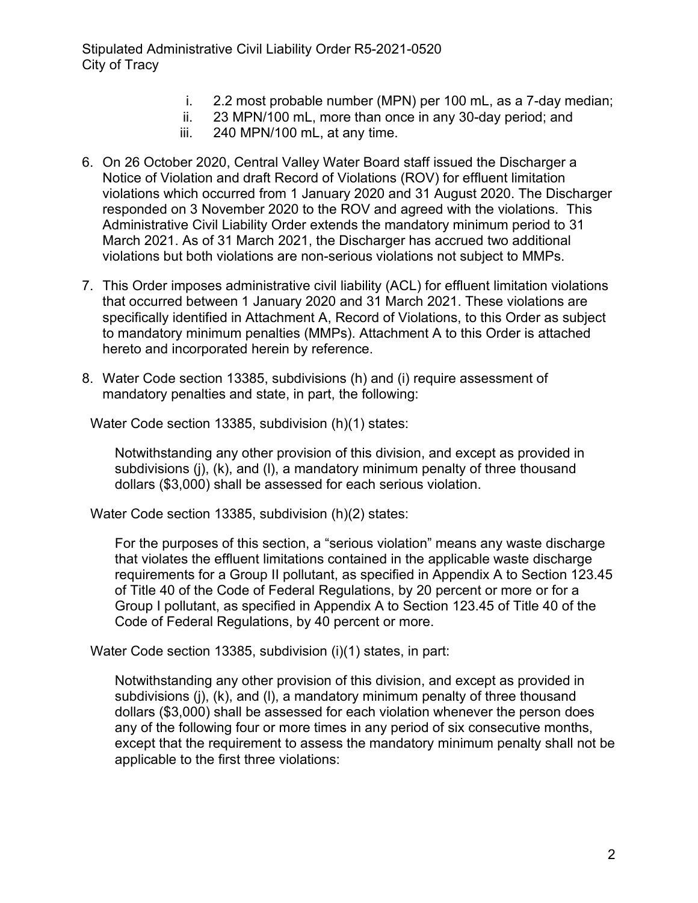i. 2.2 most probable number (MPN) per 100 mL, as a 7-day median;
ii. 23 MPN/100 mL, more than once in any 30-day period; and
iii. 240 MPN/100 mL, at any time.

6. On 26 October 2020, Central Valley Water Board staff issued the Discharger a Notice of Violation and draft Record of Violations (ROV) for effluent limitation violations which occurred from 1 January 2020 and 31 August 2020. The Discharger responded on 3 November 2020 to the ROV and agreed with the violations. This Administrative Civil Liability Order extends the mandatory minimum period to 31 March 2021. As of 31 March 2021, the Discharger has accrued two additional violations but both violations are non-serious violations not subject to MMPs.

7. This Order imposes administrative civil liability (ACL) for effluent limitation violations that occurred between 1 January 2020 and 31 March 2021. These violations are specifically identified in Attachment A, Record of Violations, to this Order as subject to mandatory minimum penalties (MMPs). Attachment A to this Order is attached hereto and incorporated herein by reference.

8. Water Code section 13385, subdivisions (h) and (i) require assessment of mandatory penalties and state, in part, the following:

Water Code section 13385, subdivision (h)(1) states:

> Notwithstanding any other provision of this division, and except as provided in subdivisions (j), (k), and (l), a mandatory minimum penalty of three thousand dollars ($3,000) shall be assessed for each serious violation.

Water Code section 13385, subdivision (h)(2) states:

> For the purposes of this section, a "serious violation" means any waste discharge that violates the effluent limitations contained in the applicable waste discharge requirements for a Group II pollutant, as specified in Appendix A to Section 123.45 of Title 40 of the Code of Federal Regulations, by 20 percent or more or for a Group I pollutant, as specified in Appendix A to Section 123.45 of Title 40 of the Code of Federal Regulations, by 40 percent or more.

Water Code section 13385, subdivision (i)(1) states, in part:

> Notwithstanding any other provision of this division, and except as provided in subdivisions (j), (k), and (l), a mandatory minimum penalty of three thousand dollars ($3,000) shall be assessed for each violation whenever the person does any of the following four or more times in any period of six consecutive months, except that the requirement to assess the mandatory minimum penalty shall not be applicable to the first three violations: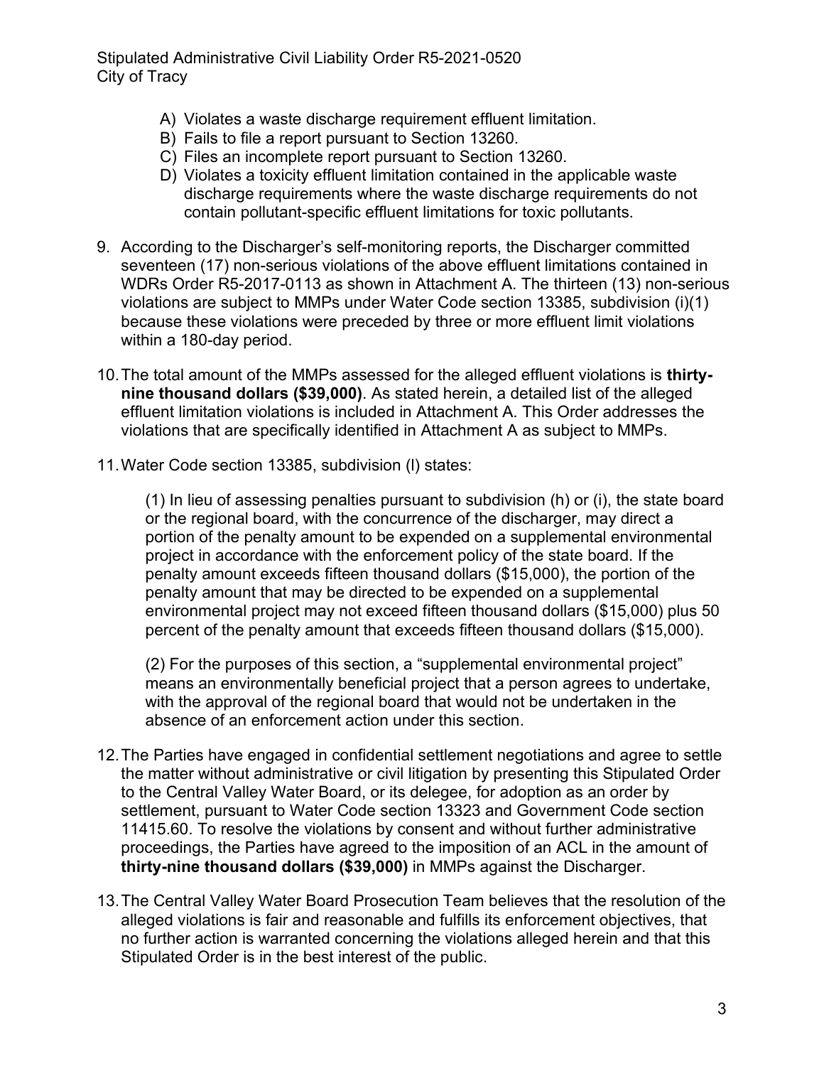A) Violates a waste discharge requirement effluent limitation.
B) Fails to file a report pursuant to Section 13260.
C) Files an incomplete report pursuant to Section 13260.
D) Violates a toxicity effluent limitation contained in the applicable waste discharge requirements where the waste discharge requirements do not contain pollutant-specific effluent limitations for toxic pollutants.

9. According to the Discharger's self-monitoring reports, the Discharger committed seventeen (17) non-serious violations of the above effluent limitations contained in WDRs Order R5-2017-0113 as shown in Attachment A. The thirteen (13) non-serious violations are subject to MMPs under Water Code section 13385, subdivision (i)(1) because these violations were preceded by three or more effluent limit violations within a 180-day period.

10. The total amount of the MMPs assessed for the alleged effluent violations is **thirty-nine thousand dollars ($39,000)**. As stated herein, a detailed list of the alleged effluent limitation violations is included in Attachment A. This Order addresses the violations that are specifically identified in Attachment A as subject to MMPs.

11. Water Code section 13385, subdivision (l) states:

    (1) In lieu of assessing penalties pursuant to subdivision (h) or (i), the state board or the regional board, with the concurrence of the discharger, may direct a portion of the penalty amount to be expended on a supplemental environmental project in accordance with the enforcement policy of the state board. If the penalty amount exceeds fifteen thousand dollars ($15,000), the portion of the penalty amount that may be directed to be expended on a supplemental environmental project may not exceed fifteen thousand dollars ($15,000) plus 50 percent of the penalty amount that exceeds fifteen thousand dollars ($15,000).

    (2) For the purposes of this section, a "supplemental environmental project" means an environmentally beneficial project that a person agrees to undertake, with the approval of the regional board that would not be undertaken in the absence of an enforcement action under this section.

12. The Parties have engaged in confidential settlement negotiations and agree to settle the matter without administrative or civil litigation by presenting this Stipulated Order to the Central Valley Water Board, or its delegee, for adoption as an order by settlement, pursuant to Water Code section 13323 and Government Code section 11415.60. To resolve the violations by consent and without further administrative proceedings, the Parties have agreed to the imposition of an ACL in the amount of **thirty-nine thousand dollars ($39,000)** in MMPs against the Discharger.

13. The Central Valley Water Board Prosecution Team believes that the resolution of the alleged violations is fair and reasonable and fulfills its enforcement objectives, that no further action is warranted concerning the violations alleged herein and that this Stipulated Order is in the best interest of the public.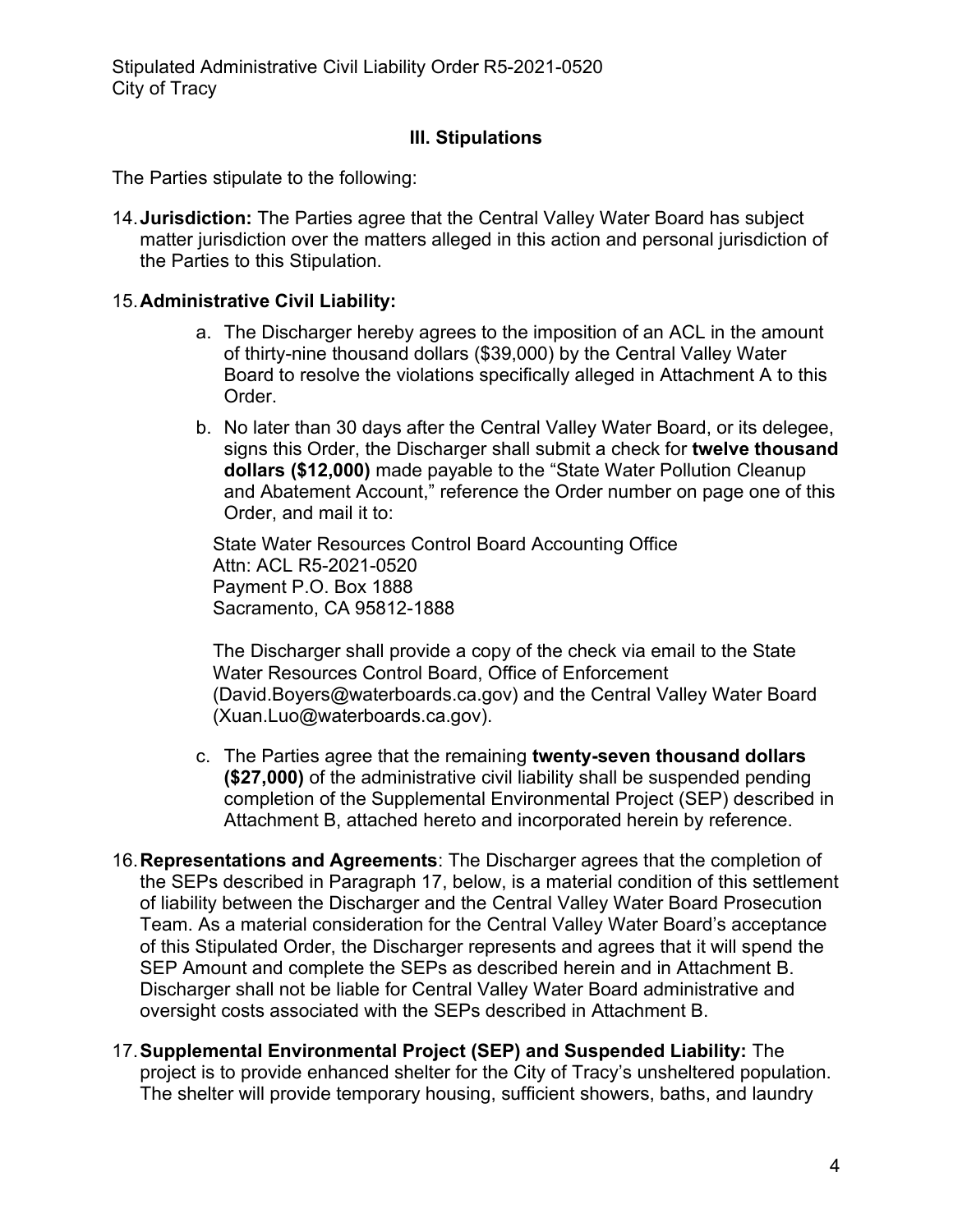## III. Stipulations

The Parties stipulate to the following:

14. **Jurisdiction:** The Parties agree that the Central Valley Water Board has subject matter jurisdiction over the matters alleged in this action and personal jurisdiction of the Parties to this Stipulation.

15. **Administrative Civil Liability:**

    a. The Discharger hereby agrees to the imposition of an ACL in the amount of thirty-nine thousand dollars ($39,000) by the Central Valley Water Board to resolve the violations specifically alleged in Attachment A to this Order.

    b. No later than 30 days after the Central Valley Water Board, or its delegee, signs this Order, the Discharger shall submit a check for **twelve thousand dollars ($12,000)** made payable to the "State Water Pollution Cleanup and Abatement Account," reference the Order number on page one of this Order, and mail it to:

       State Water Resources Control Board Accounting Office
       Attn: ACL R5-2021-0520
       Payment P.O. Box 1888
       Sacramento, CA 95812-1888

       The Discharger shall provide a copy of the check via email to the State Water Resources Control Board, Office of Enforcement (David.Boyers@waterboards.ca.gov) and the Central Valley Water Board (Xuan.Luo@waterboards.ca.gov).

    c. The Parties agree that the remaining **twenty-seven thousand dollars ($27,000)** of the administrative civil liability shall be suspended pending completion of the Supplemental Environmental Project (SEP) described in Attachment B, attached hereto and incorporated herein by reference.

16. **Representations and Agreements**: The Discharger agrees that the completion of the SEPs described in Paragraph 17, below, is a material condition of this settlement of liability between the Discharger and the Central Valley Water Board Prosecution Team. As a material consideration for the Central Valley Water Board's acceptance of this Stipulated Order, the Discharger represents and agrees that it will spend the SEP Amount and complete the SEPs as described herein and in Attachment B. Discharger shall not be liable for Central Valley Water Board administrative and oversight costs associated with the SEPs described in Attachment B.

17. **Supplemental Environmental Project (SEP) and Suspended Liability:** The project is to provide enhanced shelter for the City of Tracy's unsheltered population. The shelter will provide temporary housing, sufficient showers, baths, and laundry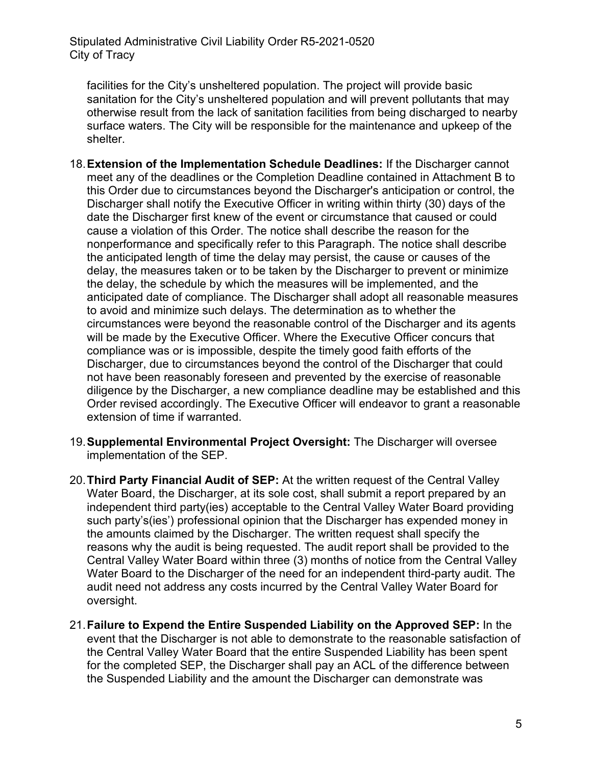facilities for the City's unsheltered population. The project will provide basic sanitation for the City's unsheltered population and will prevent pollutants that may otherwise result from the lack of sanitation facilities from being discharged to nearby surface waters. The City will be responsible for the maintenance and upkeep of the shelter.

18. **Extension of the Implementation Schedule Deadlines:** If the Discharger cannot meet any of the deadlines or the Completion Deadline contained in Attachment B to this Order due to circumstances beyond the Discharger's anticipation or control, the Discharger shall notify the Executive Officer in writing within thirty (30) days of the date the Discharger first knew of the event or circumstance that caused or could cause a violation of this Order. The notice shall describe the reason for the nonperformance and specifically refer to this Paragraph. The notice shall describe the anticipated length of time the delay may persist, the cause or causes of the delay, the measures taken or to be taken by the Discharger to prevent or minimize the delay, the schedule by which the measures will be implemented, and the anticipated date of compliance. The Discharger shall adopt all reasonable measures to avoid and minimize such delays. The determination as to whether the circumstances were beyond the reasonable control of the Discharger and its agents will be made by the Executive Officer. Where the Executive Officer concurs that compliance was or is impossible, despite the timely good faith efforts of the Discharger, due to circumstances beyond the control of the Discharger that could not have been reasonably foreseen and prevented by the exercise of reasonable diligence by the Discharger, a new compliance deadline may be established and this Order revised accordingly. The Executive Officer will endeavor to grant a reasonable extension of time if warranted.

19. **Supplemental Environmental Project Oversight:** The Discharger will oversee implementation of the SEP.

20. **Third Party Financial Audit of SEP:** At the written request of the Central Valley Water Board, the Discharger, at its sole cost, shall submit a report prepared by an independent third party(ies) acceptable to the Central Valley Water Board providing such party's(ies') professional opinion that the Discharger has expended money in the amounts claimed by the Discharger. The written request shall specify the reasons why the audit is being requested. The audit report shall be provided to the Central Valley Water Board within three (3) months of notice from the Central Valley Water Board to the Discharger of the need for an independent third-party audit. The audit need not address any costs incurred by the Central Valley Water Board for oversight.

21. **Failure to Expend the Entire Suspended Liability on the Approved SEP:** In the event that the Discharger is not able to demonstrate to the reasonable satisfaction of the Central Valley Water Board that the entire Suspended Liability has been spent for the completed SEP, the Discharger shall pay an ACL of the difference between the Suspended Liability and the amount the Discharger can demonstrate was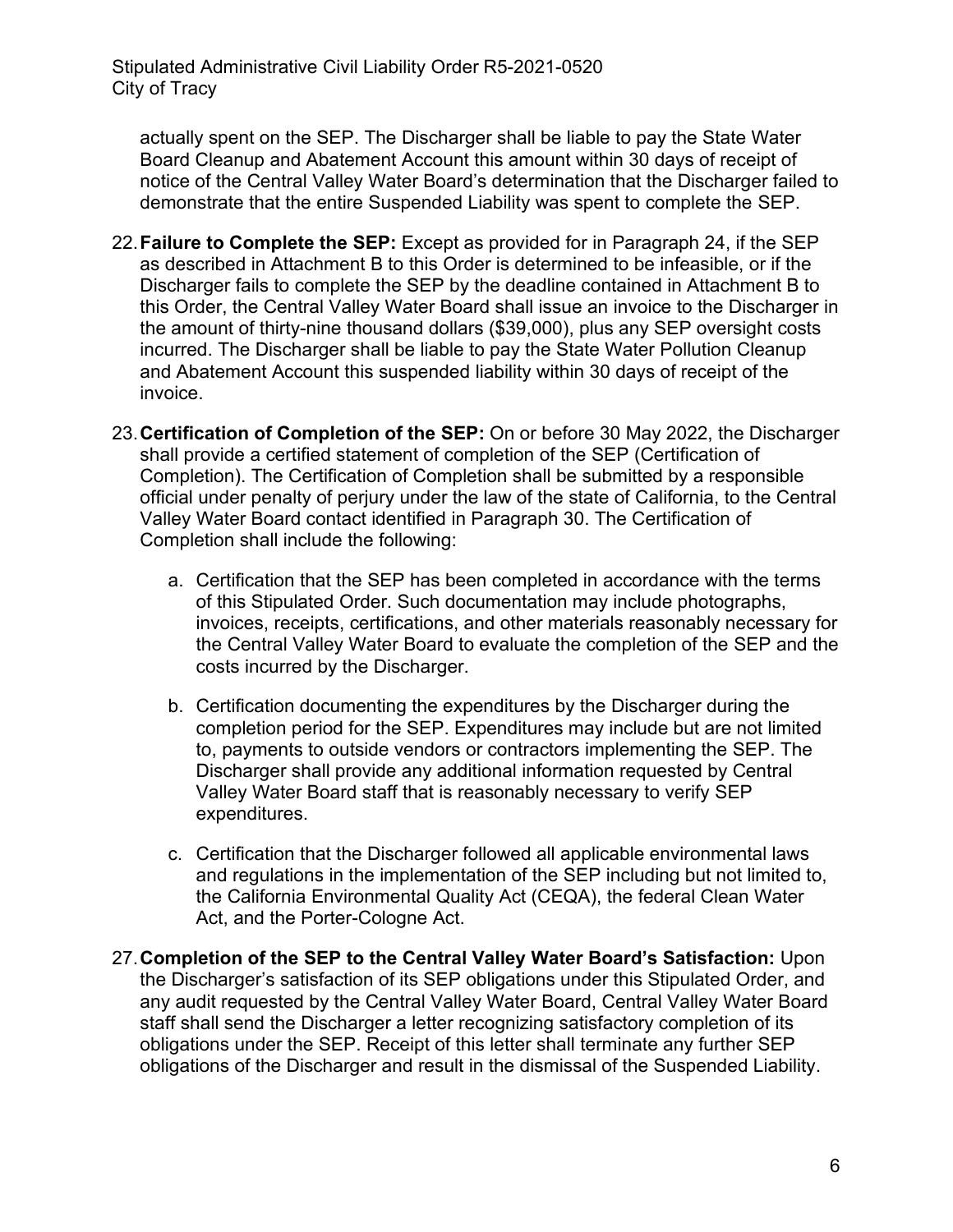actually spent on the SEP. The Discharger shall be liable to pay the State Water Board Cleanup and Abatement Account this amount within 30 days of receipt of notice of the Central Valley Water Board's determination that the Discharger failed to demonstrate that the entire Suspended Liability was spent to complete the SEP.

22. **Failure to Complete the SEP:** Except as provided for in Paragraph 24, if the SEP as described in Attachment B to this Order is determined to be infeasible, or if the Discharger fails to complete the SEP by the deadline contained in Attachment B to this Order, the Central Valley Water Board shall issue an invoice to the Discharger in the amount of thirty-nine thousand dollars ($39,000), plus any SEP oversight costs incurred. The Discharger shall be liable to pay the State Water Pollution Cleanup and Abatement Account this suspended liability within 30 days of receipt of the invoice.

23. **Certification of Completion of the SEP:** On or before 30 May 2022, the Discharger shall provide a certified statement of completion of the SEP (Certification of Completion). The Certification of Completion shall be submitted by a responsible official under penalty of perjury under the law of the state of California, to the Central Valley Water Board contact identified in Paragraph 30. The Certification of Completion shall include the following:

    a. Certification that the SEP has been completed in accordance with the terms of this Stipulated Order. Such documentation may include photographs, invoices, receipts, certifications, and other materials reasonably necessary for the Central Valley Water Board to evaluate the completion of the SEP and the costs incurred by the Discharger.

    b. Certification documenting the expenditures by the Discharger during the completion period for the SEP. Expenditures may include but are not limited to, payments to outside vendors or contractors implementing the SEP. The Discharger shall provide any additional information requested by Central Valley Water Board staff that is reasonably necessary to verify SEP expenditures.

    c. Certification that the Discharger followed all applicable environmental laws and regulations in the implementation of the SEP including but not limited to, the California Environmental Quality Act (CEQA), the federal Clean Water Act, and the Porter-Cologne Act.

27. **Completion of the SEP to the Central Valley Water Board's Satisfaction:** Upon the Discharger's satisfaction of its SEP obligations under this Stipulated Order, and any audit requested by the Central Valley Water Board, Central Valley Water Board staff shall send the Discharger a letter recognizing satisfactory completion of its obligations under the SEP. Receipt of this letter shall terminate any further SEP obligations of the Discharger and result in the dismissal of the Suspended Liability.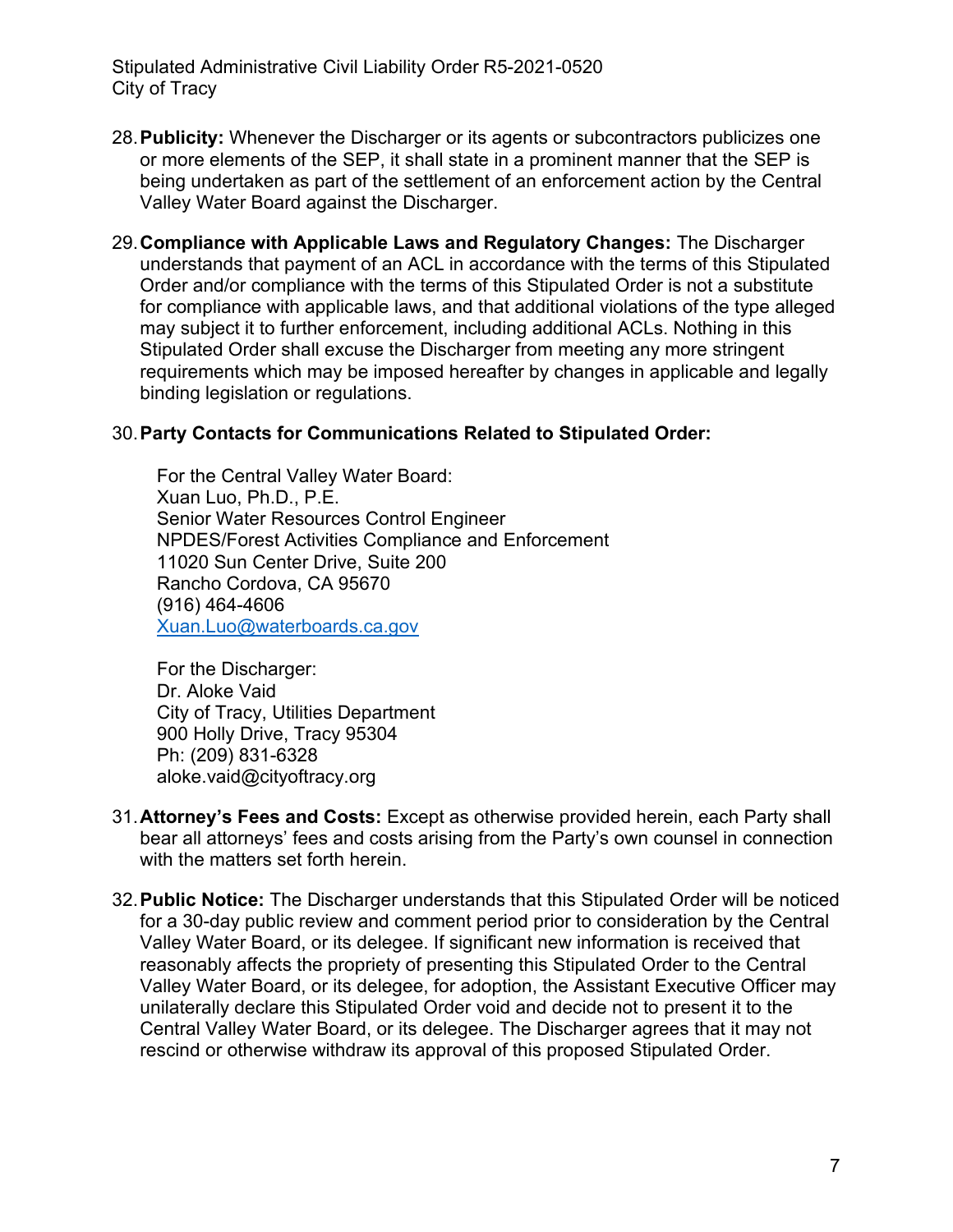28. **Publicity:** Whenever the Discharger or its agents or subcontractors publicizes one or more elements of the SEP, it shall state in a prominent manner that the SEP is being undertaken as part of the settlement of an enforcement action by the Central Valley Water Board against the Discharger.

29. **Compliance with Applicable Laws and Regulatory Changes:** The Discharger understands that payment of an ACL in accordance with the terms of this Stipulated Order and/or compliance with the terms of this Stipulated Order is not a substitute for compliance with applicable laws, and that additional violations of the type alleged may subject it to further enforcement, including additional ACLs. Nothing in this Stipulated Order shall excuse the Discharger from meeting any more stringent requirements which may be imposed hereafter by changes in applicable and legally binding legislation or regulations.

30. **Party Contacts for Communications Related to Stipulated Order:**

    For the Central Valley Water Board:
    Xuan Luo, Ph.D., P.E.
    Senior Water Resources Control Engineer
    NPDES/Forest Activities Compliance and Enforcement
    11020 Sun Center Drive, Suite 200
    Rancho Cordova, CA 95670
    (916) 464-4606
    Xuan.Luo@waterboards.ca.gov

    For the Discharger:
    Dr. Aloke Vaid
    City of Tracy, Utilities Department
    900 Holly Drive, Tracy 95304
    Ph: (209) 831-6328
    aloke.vaid@cityoftracy.org

31. **Attorney's Fees and Costs:** Except as otherwise provided herein, each Party shall bear all attorneys' fees and costs arising from the Party's own counsel in connection with the matters set forth herein.

32. **Public Notice:** The Discharger understands that this Stipulated Order will be noticed for a 30-day public review and comment period prior to consideration by the Central Valley Water Board, or its delegee. If significant new information is received that reasonably affects the propriety of presenting this Stipulated Order to the Central Valley Water Board, or its delegee, for adoption, the Assistant Executive Officer may unilaterally declare this Stipulated Order void and decide not to present it to the Central Valley Water Board, or its delegee. The Discharger agrees that it may not rescind or otherwise withdraw its approval of this proposed Stipulated Order.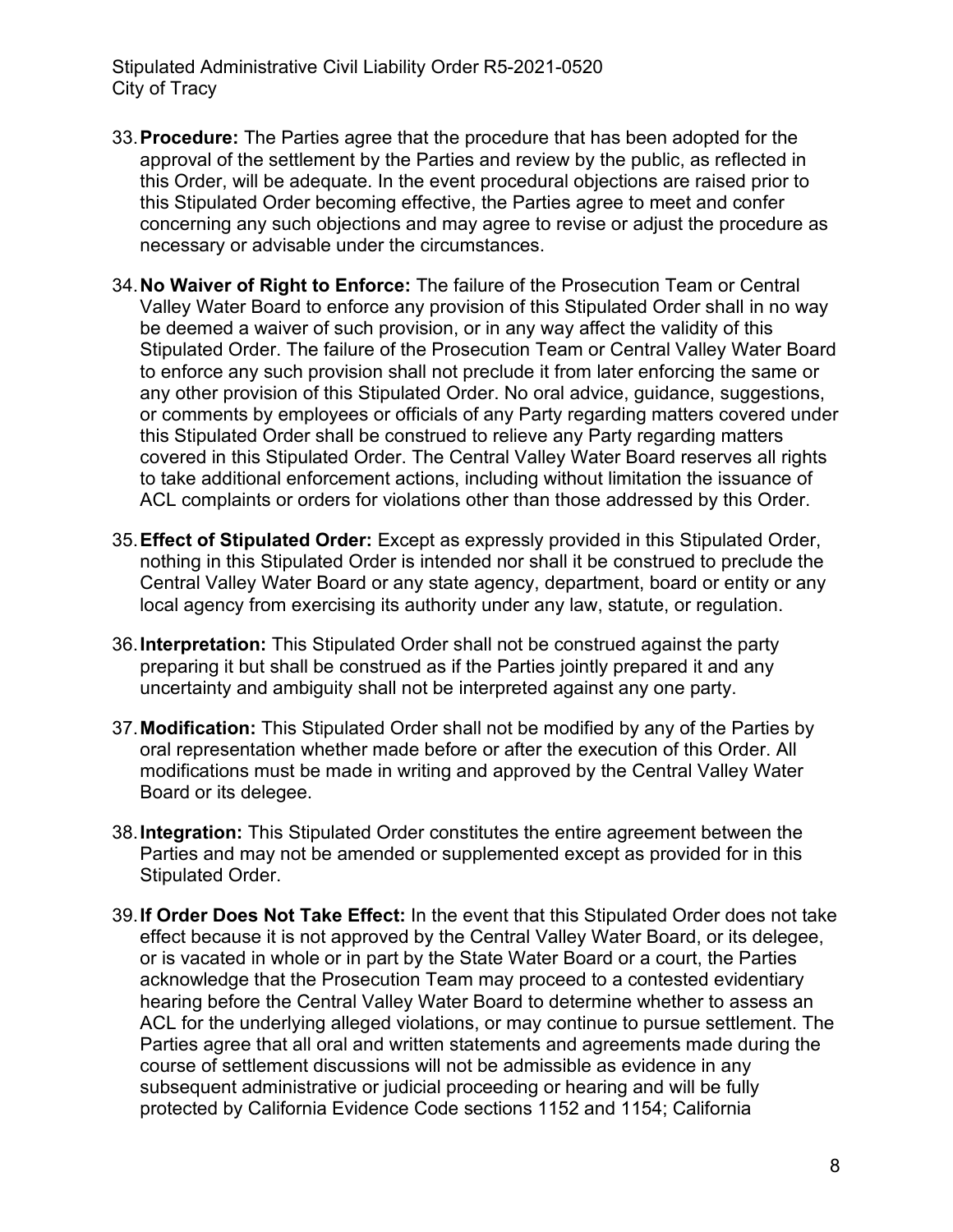33. **Procedure:** The Parties agree that the procedure that has been adopted for the approval of the settlement by the Parties and review by the public, as reflected in this Order, will be adequate. In the event procedural objections are raised prior to this Stipulated Order becoming effective, the Parties agree to meet and confer concerning any such objections and may agree to revise or adjust the procedure as necessary or advisable under the circumstances.

34. **No Waiver of Right to Enforce:** The failure of the Prosecution Team or Central Valley Water Board to enforce any provision of this Stipulated Order shall in no way be deemed a waiver of such provision, or in any way affect the validity of this Stipulated Order. The failure of the Prosecution Team or Central Valley Water Board to enforce any such provision shall not preclude it from later enforcing the same or any other provision of this Stipulated Order. No oral advice, guidance, suggestions, or comments by employees or officials of any Party regarding matters covered under this Stipulated Order shall be construed to relieve any Party regarding matters covered in this Stipulated Order. The Central Valley Water Board reserves all rights to take additional enforcement actions, including without limitation the issuance of ACL complaints or orders for violations other than those addressed by this Order.

35. **Effect of Stipulated Order:** Except as expressly provided in this Stipulated Order, nothing in this Stipulated Order is intended nor shall it be construed to preclude the Central Valley Water Board or any state agency, department, board or entity or any local agency from exercising its authority under any law, statute, or regulation.

36. **Interpretation:** This Stipulated Order shall not be construed against the party preparing it but shall be construed as if the Parties jointly prepared it and any uncertainty and ambiguity shall not be interpreted against any one party.

37. **Modification:** This Stipulated Order shall not be modified by any of the Parties by oral representation whether made before or after the execution of this Order. All modifications must be made in writing and approved by the Central Valley Water Board or its delegee.

38. **Integration:** This Stipulated Order constitutes the entire agreement between the Parties and may not be amended or supplemented except as provided for in this Stipulated Order.

39. **If Order Does Not Take Effect:** In the event that this Stipulated Order does not take effect because it is not approved by the Central Valley Water Board, or its delegee, or is vacated in whole or in part by the State Water Board or a court, the Parties acknowledge that the Prosecution Team may proceed to a contested evidentiary hearing before the Central Valley Water Board to determine whether to assess an ACL for the underlying alleged violations, or may continue to pursue settlement. The Parties agree that all oral and written statements and agreements made during the course of settlement discussions will not be admissible as evidence in any subsequent administrative or judicial proceeding or hearing and will be fully protected by California Evidence Code sections 1152 and 1154; California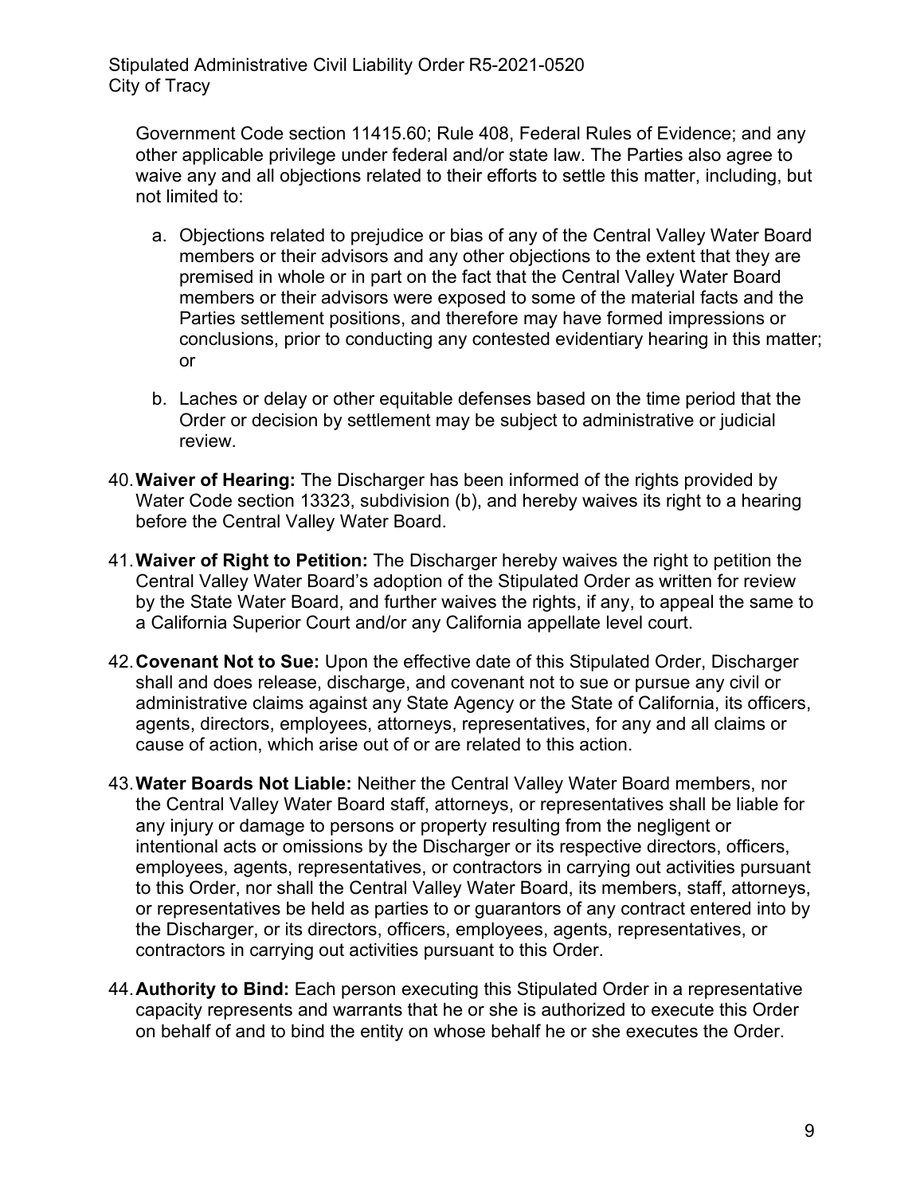Government Code section 11415.60; Rule 408, Federal Rules of Evidence; and any other applicable privilege under federal and/or state law. The Parties also agree to waive any and all objections related to their efforts to settle this matter, including, but not limited to:

a. Objections related to prejudice or bias of any of the Central Valley Water Board members or their advisors and any other objections to the extent that they are premised in whole or in part on the fact that the Central Valley Water Board members or their advisors were exposed to some of the material facts and the Parties settlement positions, and therefore may have formed impressions or conclusions, prior to conducting any contested evidentiary hearing in this matter; or

b. Laches or delay or other equitable defenses based on the time period that the Order or decision by settlement may be subject to administrative or judicial review.

40. **Waiver of Hearing:** The Discharger has been informed of the rights provided by Water Code section 13323, subdivision (b), and hereby waives its right to a hearing before the Central Valley Water Board.

41. **Waiver of Right to Petition:** The Discharger hereby waives the right to petition the Central Valley Water Board's adoption of the Stipulated Order as written for review by the State Water Board, and further waives the rights, if any, to appeal the same to a California Superior Court and/or any California appellate level court.

42. **Covenant Not to Sue:** Upon the effective date of this Stipulated Order, Discharger shall and does release, discharge, and covenant not to sue or pursue any civil or administrative claims against any State Agency or the State of California, its officers, agents, directors, employees, attorneys, representatives, for any and all claims or cause of action, which arise out of or are related to this action.

43. **Water Boards Not Liable:** Neither the Central Valley Water Board members, nor the Central Valley Water Board staff, attorneys, or representatives shall be liable for any injury or damage to persons or property resulting from the negligent or intentional acts or omissions by the Discharger or its respective directors, officers, employees, agents, representatives, or contractors in carrying out activities pursuant to this Order, nor shall the Central Valley Water Board, its members, staff, attorneys, or representatives be held as parties to or guarantors of any contract entered into by the Discharger, or its directors, officers, employees, agents, representatives, or contractors in carrying out activities pursuant to this Order.

44. **Authority to Bind:** Each person executing this Stipulated Order in a representative capacity represents and warrants that he or she is authorized to execute this Order on behalf of and to bind the entity on whose behalf he or she executes the Order.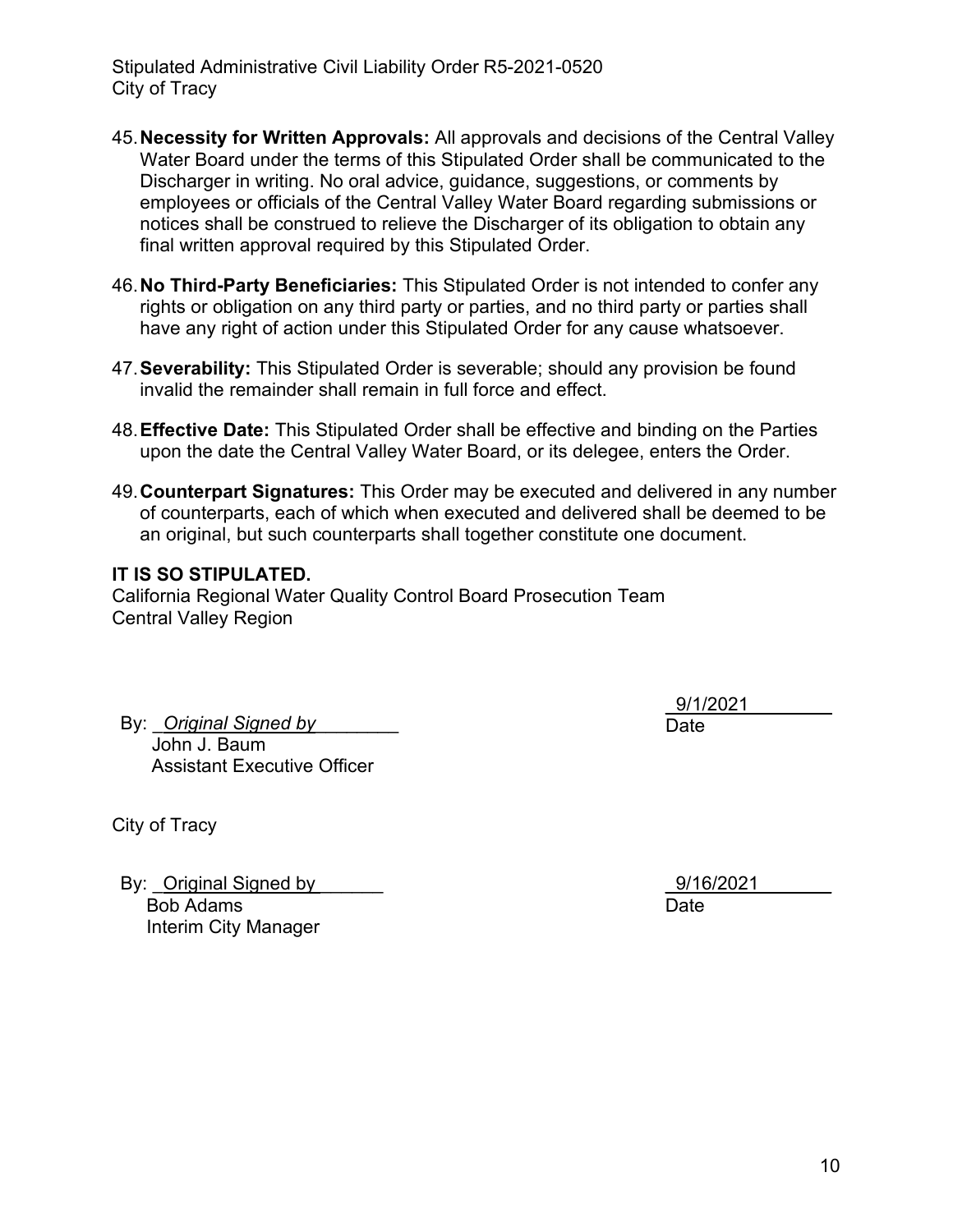45. **Necessity for Written Approvals:** All approvals and decisions of the Central Valley Water Board under the terms of this Stipulated Order shall be communicated to the Discharger in writing. No oral advice, guidance, suggestions, or comments by employees or officials of the Central Valley Water Board regarding submissions or notices shall be construed to relieve the Discharger of its obligation to obtain any final written approval required by this Stipulated Order.

46. **No Third-Party Beneficiaries:** This Stipulated Order is not intended to confer any rights or obligation on any third party or parties, and no third party or parties shall have any right of action under this Stipulated Order for any cause whatsoever.

47. **Severability:** This Stipulated Order is severable; should any provision be found invalid the remainder shall remain in full force and effect.

48. **Effective Date:** This Stipulated Order shall be effective and binding on the Parties upon the date the Central Valley Water Board, or its delegee, enters the Order.

49. **Counterpart Signatures:** This Order may be executed and delivered in any number of counterparts, each of which when executed and delivered shall be deemed to be an original, but such counterparts shall together constitute one document.

**IT IS SO STIPULATED.**
California Regional Water Quality Control Board Prosecution Team
Central Valley Region

By: *Original Signed by*
John J. Baum
Assistant Executive Officer

9/1/2021
Date

City of Tracy

By: Original Signed by
Bob Adams
Interim City Manager

9/16/2021
Date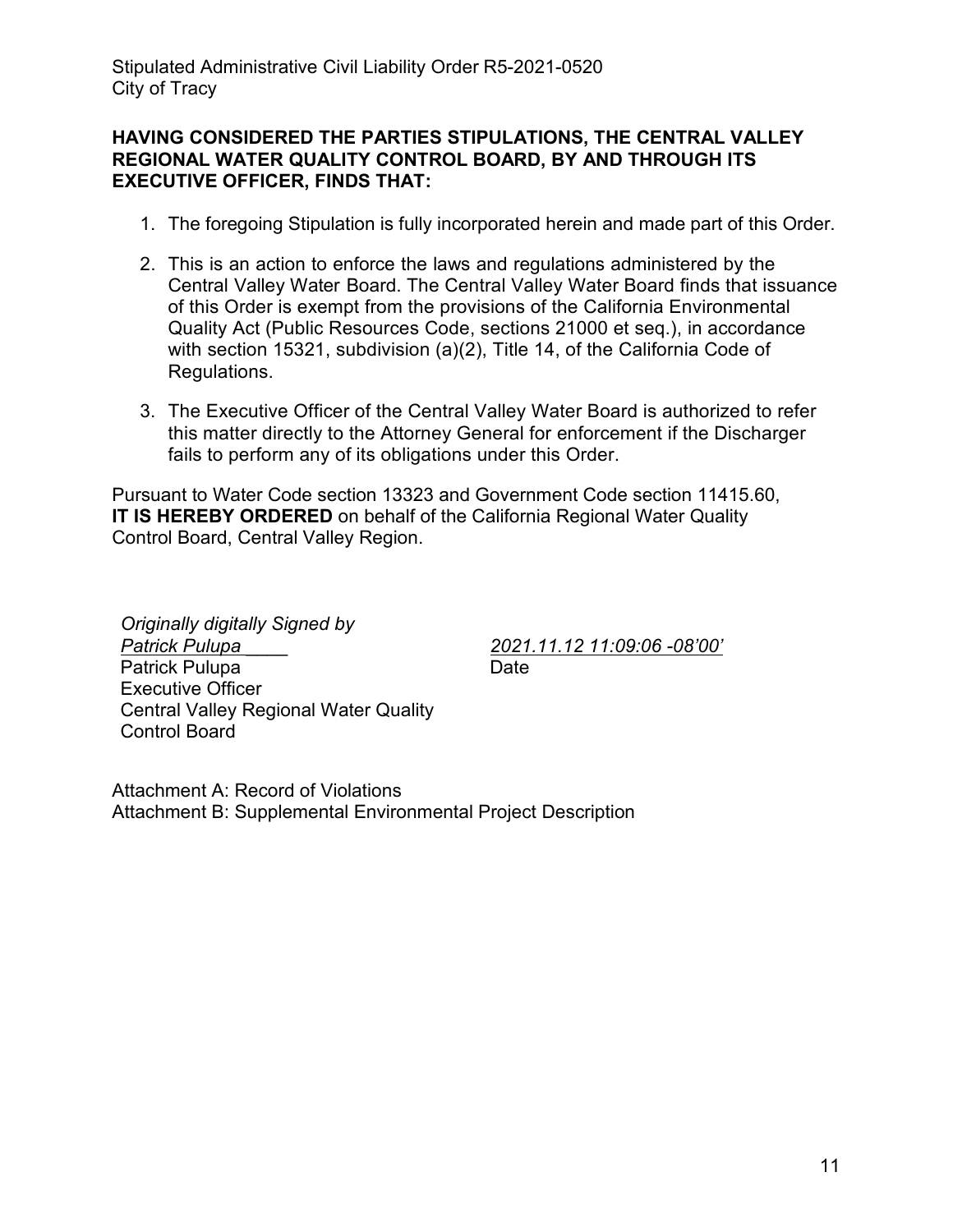**HAVING CONSIDERED THE PARTIES STIPULATIONS, THE CENTRAL VALLEY REGIONAL WATER QUALITY CONTROL BOARD, BY AND THROUGH ITS EXECUTIVE OFFICER, FINDS THAT:**

1. The foregoing Stipulation is fully incorporated herein and made part of this Order.
2. This is an action to enforce the laws and regulations administered by the Central Valley Water Board. The Central Valley Water Board finds that issuance of this Order is exempt from the provisions of the California Environmental Quality Act (Public Resources Code, sections 21000 et seq.), in accordance with section 15321, subdivision (a)(2), Title 14, of the California Code of Regulations.
3. The Executive Officer of the Central Valley Water Board is authorized to refer this matter directly to the Attorney General for enforcement if the Discharger fails to perform any of its obligations under this Order.

Pursuant to Water Code section 13323 and Government Code section 11415.60, **IT IS HEREBY ORDERED** on behalf of the California Regional Water Quality Control Board, Central Valley Region.

*Originally digitally Signed by*
*Patrick Pulupa*
Patrick Pulupa
Executive Officer
Central Valley Regional Water Quality Control Board

*2021.11.12 11:09:06 -08'00'*
Date

Attachment A: Record of Violations
Attachment B: Supplemental Environmental Project Description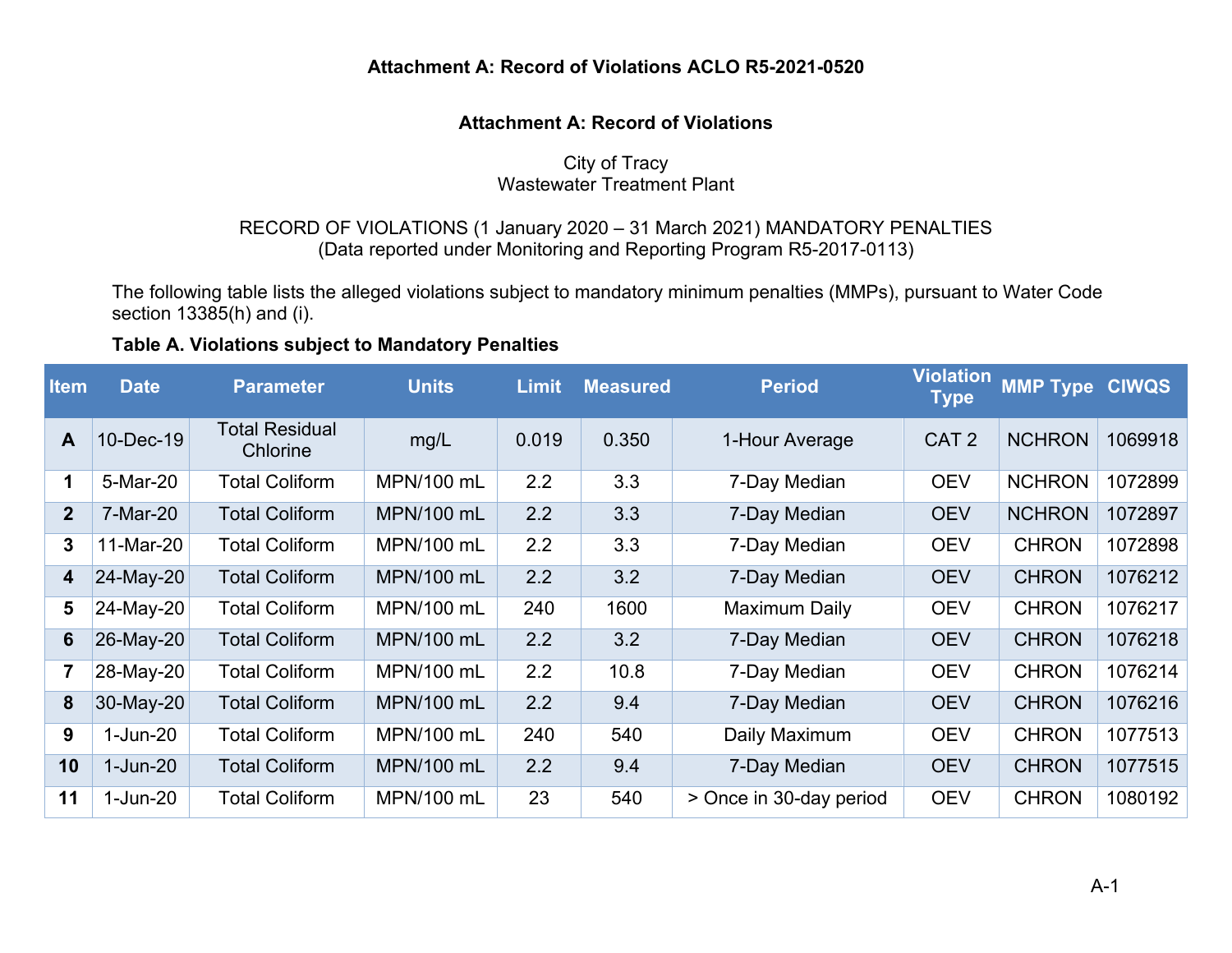**Attachment A: Record of Violations ACLO R5-2021-0520**

**Attachment A: Record of Violations**

City of Tracy
Wastewater Treatment Plant

RECORD OF VIOLATIONS (1 January 2020 – 31 March 2021) MANDATORY PENALTIES
(Data reported under Monitoring and Reporting Program R5-2017-0113)

The following table lists the alleged violations subject to mandatory minimum penalties (MMPs), pursuant to Water Code section 13385(h) and (i).

**Table A. Violations subject to Mandatory Penalties**

| Item | Date | Parameter | Units | Limit | Measured | Period | Violation Type | MMP Type | CIWQS |
|---|---|---|---|---|---|---|---|---|---|
| **A** | 10-Dec-19 | Total Residual Chlorine | mg/L | 0.019 | 0.350 | 1-Hour Average | CAT 2 | NCHRON | 1069918 |
| **1** | 5-Mar-20 | Total Coliform | MPN/100 mL | 2.2 | 3.3 | 7-Day Median | OEV | NCHRON | 1072899 |
| **2** | 7-Mar-20 | Total Coliform | MPN/100 mL | 2.2 | 3.3 | 7-Day Median | OEV | NCHRON | 1072897 |
| **3** | 11-Mar-20 | Total Coliform | MPN/100 mL | 2.2 | 3.3 | 7-Day Median | OEV | CHRON | 1072898 |
| **4** | 24-May-20 | Total Coliform | MPN/100 mL | 2.2 | 3.2 | 7-Day Median | OEV | CHRON | 1076212 |
| **5** | 24-May-20 | Total Coliform | MPN/100 mL | 240 | 1600 | Maximum Daily | OEV | CHRON | 1076217 |
| **6** | 26-May-20 | Total Coliform | MPN/100 mL | 2.2 | 3.2 | 7-Day Median | OEV | CHRON | 1076218 |
| **7** | 28-May-20 | Total Coliform | MPN/100 mL | 2.2 | 10.8 | 7-Day Median | OEV | CHRON | 1076214 |
| **8** | 30-May-20 | Total Coliform | MPN/100 mL | 2.2 | 9.4 | 7-Day Median | OEV | CHRON | 1076216 |
| **9** | 1-Jun-20 | Total Coliform | MPN/100 mL | 240 | 540 | Daily Maximum | OEV | CHRON | 1077513 |
| **10** | 1-Jun-20 | Total Coliform | MPN/100 mL | 2.2 | 9.4 | 7-Day Median | OEV | CHRON | 1077515 |
| **11** | 1-Jun-20 | Total Coliform | MPN/100 mL | 23 | 540 | > Once in 30-day period | OEV | CHRON | 1080192 |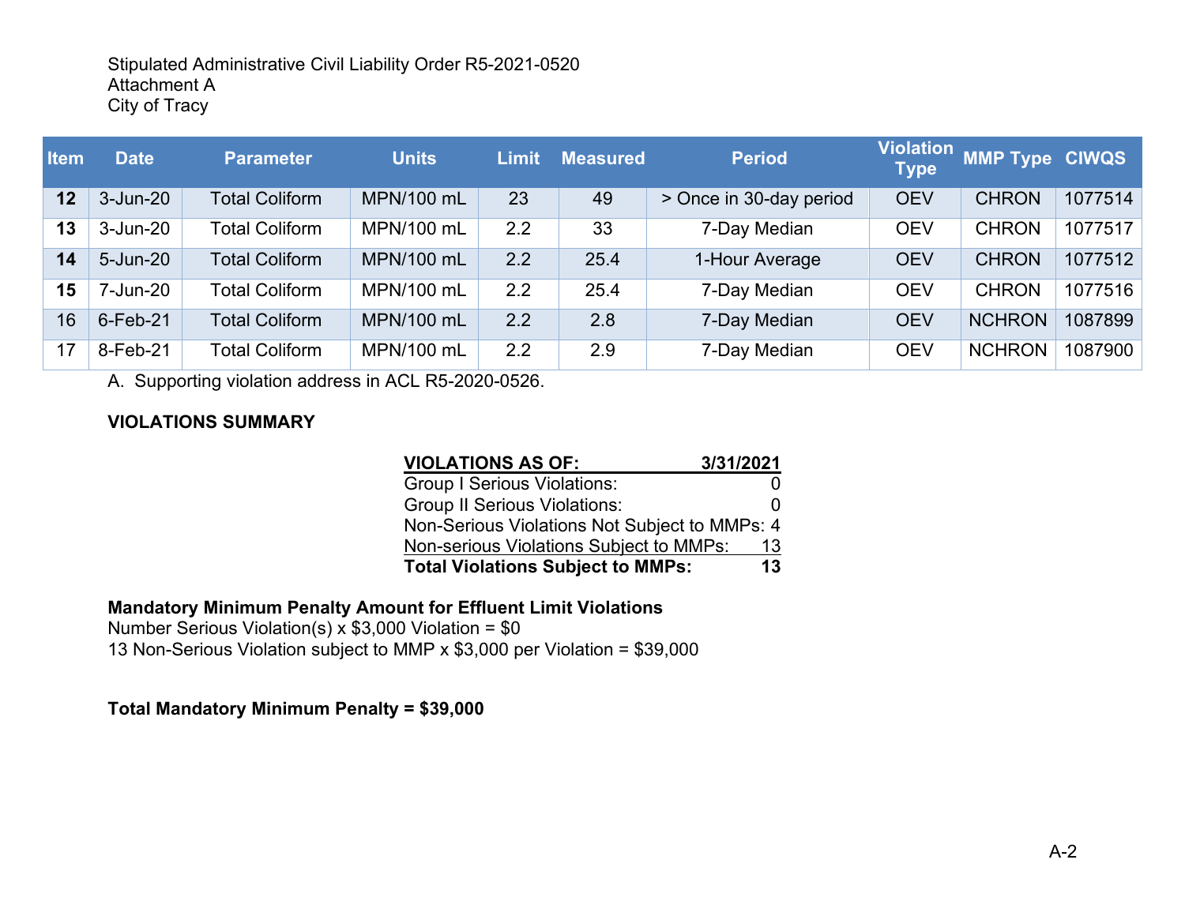Stipulated Administrative Civil Liability Order R5-2021-0520
Attachment A
City of Tracy

| Item | Date | Parameter | Units | Limit | Measured | Period | Violation Type | MMP Type | CIWQS |
|---|---|---|---|---|---|---|---|---|---|
| **12** | 3-Jun-20 | Total Coliform | MPN/100 mL | 23 | 49 | > Once in 30-day period | OEV | CHRON | 1077514 |
| **13** | 3-Jun-20 | Total Coliform | MPN/100 mL | 2.2 | 33 | 7-Day Median | OEV | CHRON | 1077517 |
| **14** | 5-Jun-20 | Total Coliform | MPN/100 mL | 2.2 | 25.4 | 1-Hour Average | OEV | CHRON | 1077512 |
| **15** | 7-Jun-20 | Total Coliform | MPN/100 mL | 2.2 | 25.4 | 7-Day Median | OEV | CHRON | 1077516 |
| 16 | 6-Feb-21 | Total Coliform | MPN/100 mL | 2.2 | 2.8 | 7-Day Median | OEV | NCHRON | 1087899 |
| 17 | 8-Feb-21 | Total Coliform | MPN/100 mL | 2.2 | 2.9 | 7-Day Median | OEV | NCHRON | 1087900 |

A. Supporting violation address in ACL R5-2020-0526.

**VIOLATIONS SUMMARY**

| **VIOLATIONS AS OF:** | **3/31/2021** |
|---|---|
| Group I Serious Violations: | 0 |
| Group II Serious Violations: | 0 |
| Non-Serious Violations Not Subject to MMPs: | 4 |
| Non-serious Violations Subject to MMPs: | 13 |
| **Total Violations Subject to MMPs:** | **13** |

**Mandatory Minimum Penalty Amount for Effluent Limit Violations**
Number Serious Violation(s) x $3,000 Violation = $0
13 Non-Serious Violation subject to MMP x $3,000 per Violation = $39,000

**Total Mandatory Minimum Penalty = $39,000**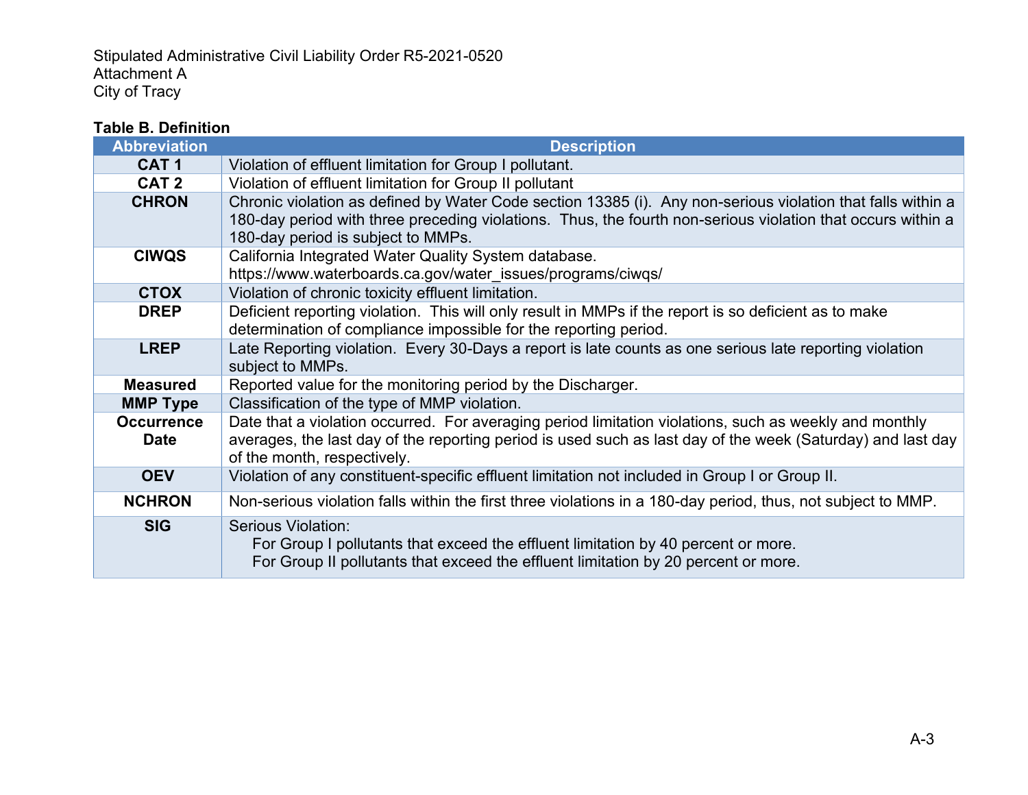Stipulated Administrative Civil Liability Order R5-2021-0520
Attachment A
City of Tracy

**Table B. Definition**

| Abbreviation | Description |
|---|---|
| **CAT 1** | Violation of effluent limitation for Group I pollutant. |
| **CAT 2** | Violation of effluent limitation for Group II pollutant |
| **CHRON** | Chronic violation as defined by Water Code section 13385 (i). Any non-serious violation that falls within a 180-day period with three preceding violations. Thus, the fourth non-serious violation that occurs within a 180-day period is subject to MMPs. |
| **CIWQS** | California Integrated Water Quality System database. https://www.waterboards.ca.gov/water_issues/programs/ciwqs/ |
| **CTOX** | Violation of chronic toxicity effluent limitation. |
| **DREP** | Deficient reporting violation. This will only result in MMPs if the report is so deficient as to make determination of compliance impossible for the reporting period. |
| **LREP** | Late Reporting violation. Every 30-Days a report is late counts as one serious late reporting violation subject to MMPs. |
| **Measured** | Reported value for the monitoring period by the Discharger. |
| **MMP Type** | Classification of the type of MMP violation. |
| **Occurrence Date** | Date that a violation occurred. For averaging period limitation violations, such as weekly and monthly averages, the last day of the reporting period is used such as last day of the week (Saturday) and last day of the month, respectively. |
| **OEV** | Violation of any constituent-specific effluent limitation not included in Group I or Group II. |
| **NCHRON** | Non-serious violation falls within the first three violations in a 180-day period, thus, not subject to MMP. |
| **SIG** | Serious Violation: For Group I pollutants that exceed the effluent limitation by 40 percent or more. For Group II pollutants that exceed the effluent limitation by 20 percent or more. |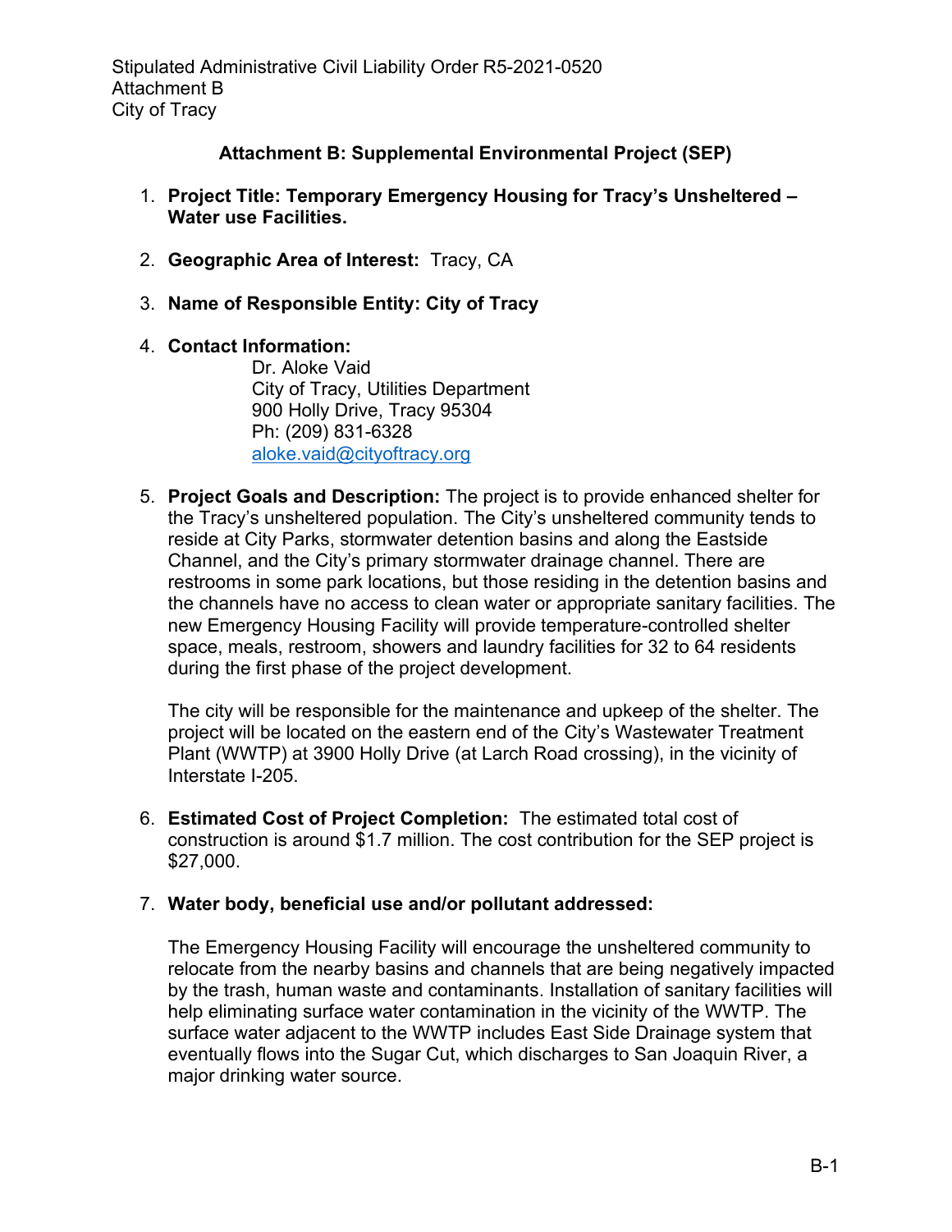## Attachment B: Supplemental Environmental Project (SEP)

1. **Project Title: Temporary Emergency Housing for Tracy's Unsheltered – Water use Facilities.**

2. **Geographic Area of Interest:** Tracy, CA

3. **Name of Responsible Entity: City of Tracy**

4. **Contact Information:**

   Dr. Aloke Vaid
   City of Tracy, Utilities Department
   900 Holly Drive, Tracy 95304
   Ph: (209) 831-6328
   aloke.vaid@cityoftracy.org

5. **Project Goals and Description:** The project is to provide enhanced shelter for the Tracy's unsheltered population. The City's unsheltered community tends to reside at City Parks, stormwater detention basins and along the Eastside Channel, and the City's primary stormwater drainage channel. There are restrooms in some park locations, but those residing in the detention basins and the channels have no access to clean water or appropriate sanitary facilities. The new Emergency Housing Facility will provide temperature-controlled shelter space, meals, restroom, showers and laundry facilities for 32 to 64 residents during the first phase of the project development.

   The city will be responsible for the maintenance and upkeep of the shelter. The project will be located on the eastern end of the City's Wastewater Treatment Plant (WWTP) at 3900 Holly Drive (at Larch Road crossing), in the vicinity of Interstate I-205.

6. **Estimated Cost of Project Completion:** The estimated total cost of construction is around $1.7 million. The cost contribution for the SEP project is $27,000.

7. **Water body, beneficial use and/or pollutant addressed:**

   The Emergency Housing Facility will encourage the unsheltered community to relocate from the nearby basins and channels that are being negatively impacted by the trash, human waste and contaminants. Installation of sanitary facilities will help eliminating surface water contamination in the vicinity of the WWTP. The surface water adjacent to the WWTP includes East Side Drainage system that eventually flows into the Sugar Cut, which discharges to San Joaquin River, a major drinking water source.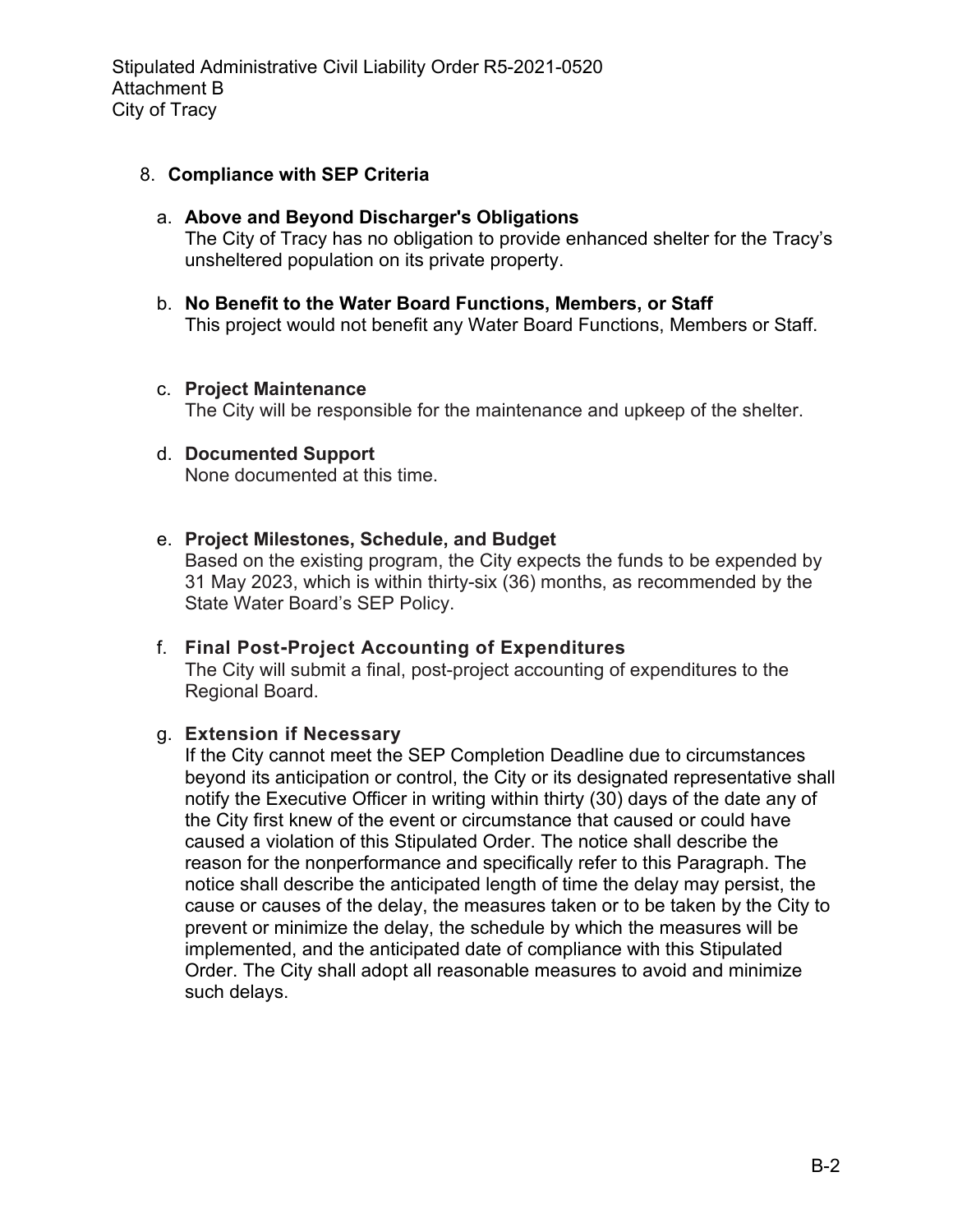8. **Compliance with SEP Criteria**

   a. **Above and Beyond Discharger's Obligations**
   The City of Tracy has no obligation to provide enhanced shelter for the Tracy's unsheltered population on its private property.

   b. **No Benefit to the Water Board Functions, Members, or Staff**
   This project would not benefit any Water Board Functions, Members or Staff.

   c. **Project Maintenance**
   The City will be responsible for the maintenance and upkeep of the shelter.

   d. **Documented Support**
   None documented at this time.

   e. **Project Milestones, Schedule, and Budget**
   Based on the existing program, the City expects the funds to be expended by 31 May 2023, which is within thirty-six (36) months, as recommended by the State Water Board's SEP Policy.

   f. **Final Post-Project Accounting of Expenditures**
   The City will submit a final, post-project accounting of expenditures to the Regional Board.

   g. **Extension if Necessary**
   If the City cannot meet the SEP Completion Deadline due to circumstances beyond its anticipation or control, the City or its designated representative shall notify the Executive Officer in writing within thirty (30) days of the date any of the City first knew of the event or circumstance that caused or could have caused a violation of this Stipulated Order. The notice shall describe the reason for the nonperformance and specifically refer to this Paragraph. The notice shall describe the anticipated length of time the delay may persist, the cause or causes of the delay, the measures taken or to be taken by the City to prevent or minimize the delay, the schedule by which the measures will be implemented, and the anticipated date of compliance with this Stipulated Order. The City shall adopt all reasonable measures to avoid and minimize such delays.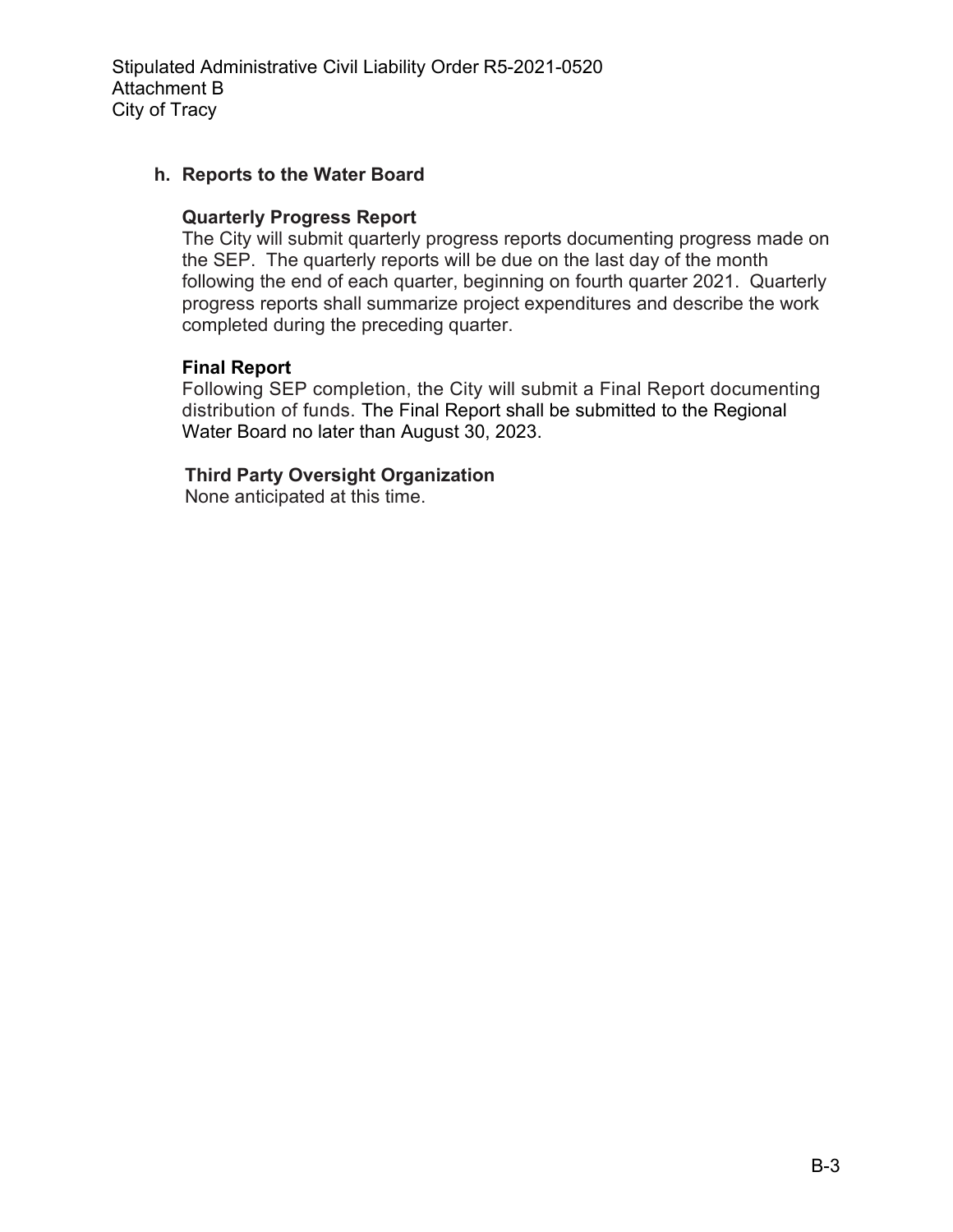**h. Reports to the Water Board**

**Quarterly Progress Report**

The City will submit quarterly progress reports documenting progress made on the SEP. The quarterly reports will be due on the last day of the month following the end of each quarter, beginning on fourth quarter 2021. Quarterly progress reports shall summarize project expenditures and describe the work completed during the preceding quarter.

**Final Report**

Following SEP completion, the City will submit a Final Report documenting distribution of funds. The Final Report shall be submitted to the Regional Water Board no later than August 30, 2023.

**Third Party Oversight Organization**

None anticipated at this time.